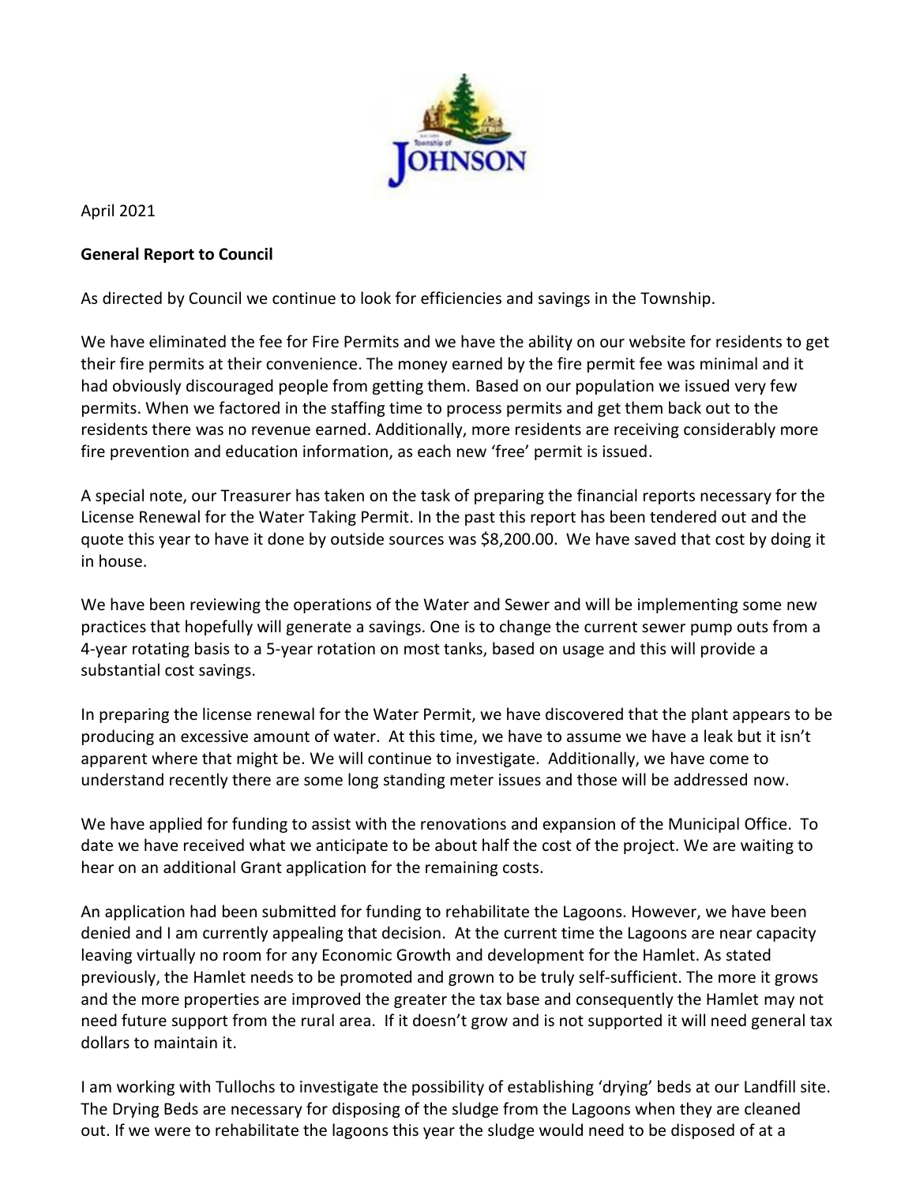April 2021

**General Report to Council**

As directed by Council we continue to look for efficiencies and savings in the Township.

We have eliminated the fee for Fire Permits and we have the ability on our website for residents to get their fire permits at their convenience. The money earned by the fire permit fee was minimal and it had obviously discouraged people from getting them. Based on our population we issued very few permits. When we factored in the staffing time to process permits and get them back out to the residents there was no revenue earned. Additionally, more residents are receiving considerably more fire prevention and education information, as each new 'free' permit is issued.

A special note, our Treasurer has taken on the task of preparing the financial reports necessary for the License Renewal for the Water Taking Permit. In the past this report has been tendered out and the quote this year to have it done by outside sources was $8,200.00. We have saved that cost by doing it in house.

We have been reviewing the operations of the Water and Sewer and will be implementing some new practices that hopefully will generate a savings. One is to change the current sewer pump outs from a 4-year rotating basis to a 5-year rotation on most tanks, based on usage and this will provide a substantial cost savings.

In preparing the license renewal for the Water Permit, we have discovered that the plant appears to be producing an excessive amount of water. At this time, we have to assume we have a leak but it isn't apparent where that might be. We will continue to investigate. Additionally, we have come to understand recently there are some long standing meter issues and those will be addressed now.

We have applied for funding to assist with the renovations and expansion of the Municipal Office. To date we have received what we anticipate to be about half the cost of the project. We are waiting to hear on an additional Grant application for the remaining costs.

An application had been submitted for funding to rehabilitate the Lagoons. However, we have been denied and I am currently appealing that decision. At the current time the Lagoons are near capacity leaving virtually no room for any Economic Growth and development for the Hamlet. As stated previously, the Hamlet needs to be promoted and grown to be truly self-sufficient. The more it grows and the more properties are improved the greater the tax base and consequently the Hamlet may not need future support from the rural area. If it doesn't grow and is not supported it will need general tax dollars to maintain it.

I am working with Tullochs to investigate the possibility of establishing 'drying' beds at our Landfill site. The Drying Beds are necessary for disposing of the sludge from the Lagoons when they are cleaned out. If we were to rehabilitate the lagoons this year the sludge would need to be disposed of at a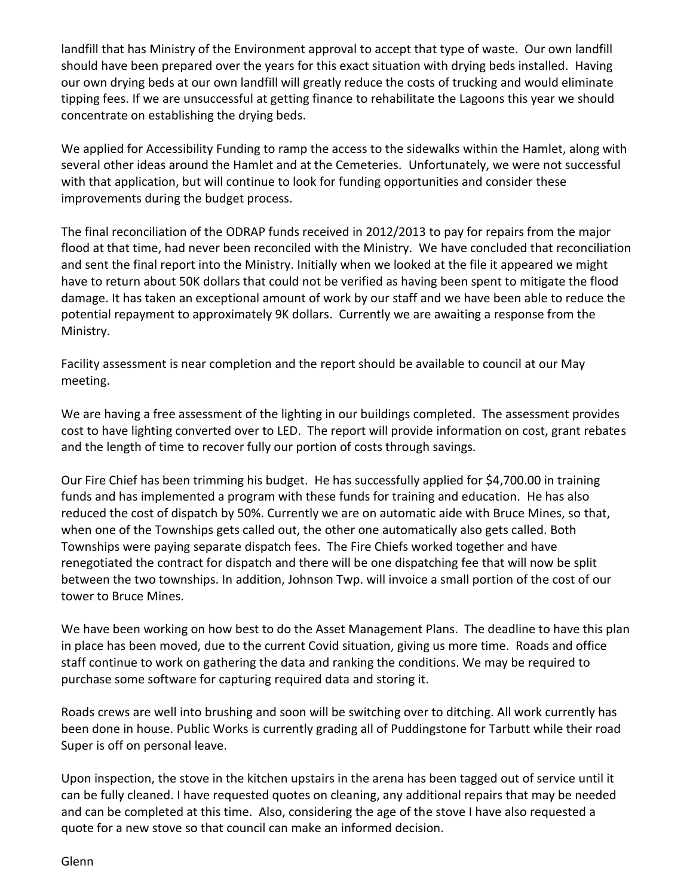landfill that has Ministry of the Environment approval to accept that type of waste. Our own landfill should have been prepared over the years for this exact situation with drying beds installed. Having our own drying beds at our own landfill will greatly reduce the costs of trucking and would eliminate tipping fees. If we are unsuccessful at getting finance to rehabilitate the Lagoons this year we should concentrate on establishing the drying beds.

We applied for Accessibility Funding to ramp the access to the sidewalks within the Hamlet, along with several other ideas around the Hamlet and at the Cemeteries. Unfortunately, we were not successful with that application, but will continue to look for funding opportunities and consider these improvements during the budget process.

The final reconciliation of the ODRAP funds received in 2012/2013 to pay for repairs from the major flood at that time, had never been reconciled with the Ministry. We have concluded that reconciliation and sent the final report into the Ministry. Initially when we looked at the file it appeared we might have to return about 50K dollars that could not be verified as having been spent to mitigate the flood damage. It has taken an exceptional amount of work by our staff and we have been able to reduce the potential repayment to approximately 9K dollars. Currently we are awaiting a response from the Ministry.

Facility assessment is near completion and the report should be available to council at our May meeting.

We are having a free assessment of the lighting in our buildings completed. The assessment provides cost to have lighting converted over to LED. The report will provide information on cost, grant rebates and the length of time to recover fully our portion of costs through savings.

Our Fire Chief has been trimming his budget. He has successfully applied for $4,700.00 in training funds and has implemented a program with these funds for training and education. He has also reduced the cost of dispatch by 50%. Currently we are on automatic aide with Bruce Mines, so that, when one of the Townships gets called out, the other one automatically also gets called. Both Townships were paying separate dispatch fees. The Fire Chiefs worked together and have renegotiated the contract for dispatch and there will be one dispatching fee that will now be split between the two townships. In addition, Johnson Twp. will invoice a small portion of the cost of our tower to Bruce Mines.

We have been working on how best to do the Asset Management Plans. The deadline to have this plan in place has been moved, due to the current Covid situation, giving us more time. Roads and office staff continue to work on gathering the data and ranking the conditions. We may be required to purchase some software for capturing required data and storing it.

Roads crews are well into brushing and soon will be switching over to ditching. All work currently has been done in house. Public Works is currently grading all of Puddingstone for Tarbutt while their road Super is off on personal leave.

Upon inspection, the stove in the kitchen upstairs in the arena has been tagged out of service until it can be fully cleaned. I have requested quotes on cleaning, any additional repairs that may be needed and can be completed at this time. Also, considering the age of the stove I have also requested a quote for a new stove so that council can make an informed decision.

Glenn